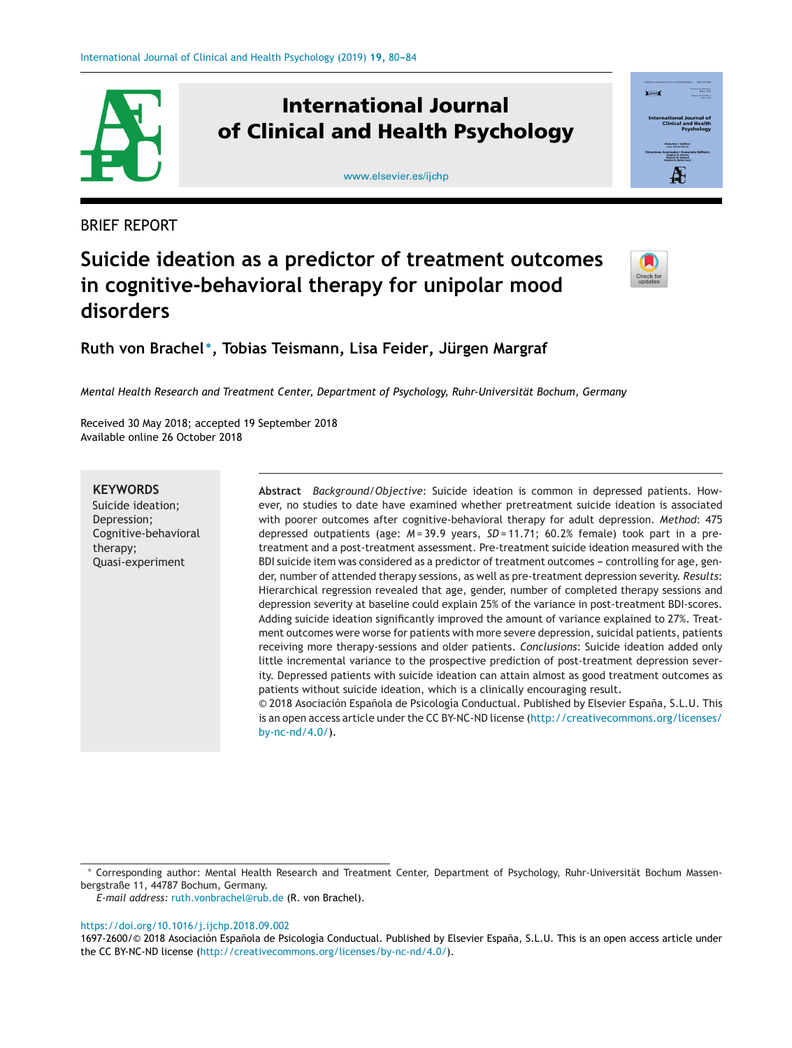BRIEF REPORT

# Suicide ideation as a predictor of treatment outcomes in cognitive-behavioral therapy for unipolar mood disorders

**Ruth von Brachel*, Tobias Teismann, Lisa Feider, Jürgen Margraf**

*Mental Health Research and Treatment Center, Department of Psychology, Ruhr-Universität Bochum, Germany*

Received 30 May 2018; accepted 19 September 2018
Available online 26 October 2018

**KEYWORDS**
Suicide ideation;
Depression;
Cognitive-behavioral therapy;
Quasi-experiment

**Abstract** *Background/Objective*: Suicide ideation is common in depressed patients. However, no studies to date have examined whether pretreatment suicide ideation is associated with poorer outcomes after cognitive-behavioral therapy for adult depression. *Method*: 475 depressed outpatients (age: $M$ = 39.9 years, $SD$ = 11.71; 60.2% female) took part in a pre-treatment and a post-treatment assessment. Pre-treatment suicide ideation measured with the BDI suicide item was considered as a predictor of treatment outcomes – controlling for age, gender, number of attended therapy sessions, as well as pre-treatment depression severity. *Results*: Hierarchical regression revealed that age, gender, number of completed therapy sessions and depression severity at baseline could explain 25% of the variance in post-treatment BDI-scores. Adding suicide ideation significantly improved the amount of variance explained to 27%. Treatment outcomes were worse for patients with more severe depression, suicidal patients, patients receiving more therapy-sessions and older patients. *Conclusions*: Suicide ideation added only little incremental variance to the prospective prediction of post-treatment depression severity. Depressed patients with suicide ideation can attain almost as good treatment outcomes as patients without suicide ideation, which is a clinically encouraging result.
© 2018 Asociación Española de Psicología Conductual. Published by Elsevier España, S.L.U. This is an open access article under the CC BY-NC-ND license (http://creativecommons.org/licenses/by-nc-nd/4.0/).

\* Corresponding author: Mental Health Research and Treatment Center, Department of Psychology, Ruhr-Universität Bochum Massenbergstraße 11, 44787 Bochum, Germany.
*E-mail address:* ruth.vonbrachel@rub.de (R. von Brachel).

https://doi.org/10.1016/j.ijchp.2018.09.002
1697-2600/© 2018 Asociación Española de Psicología Conductual. Published by Elsevier España, S.L.U. This is an open access article under the CC BY-NC-ND license (http://creativecommons.org/licenses/by-nc-nd/4.0/).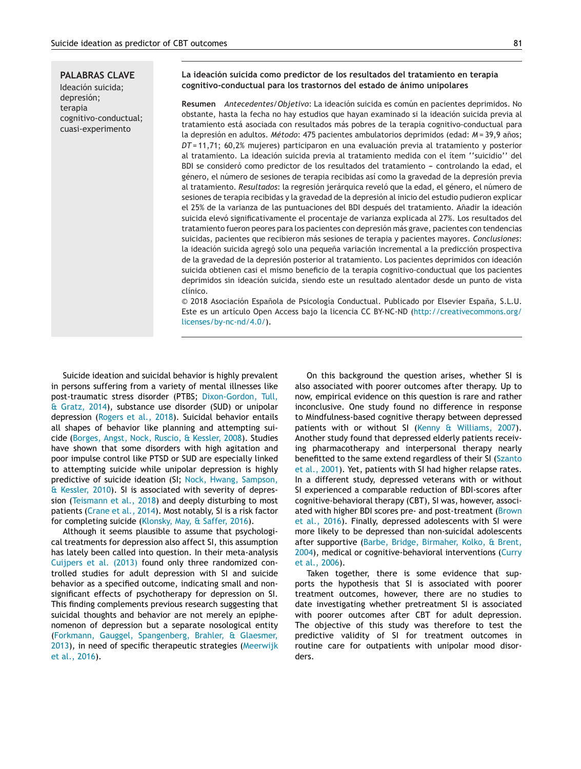**PALABRAS CLAVE**
Ideación suicida;
depresión;
terapia cognitivo-conductual;
cuasi-experimento

**La ideación suicida como predictor de los resultados del tratamiento en terapia cognitivo-conductual para los trastornos del estado de ánimo unipolares**

**Resumen** *Antecedentes/Objetivo*: La ideación suicida es común en pacientes deprimidos. No obstante, hasta la fecha no hay estudios que hayan examinado si la ideación suicida previa al tratamiento está asociada con resultados más pobres de la terapia cognitivo-conductual para la depresión en adultos. *Método*: 475 pacientes ambulatorios deprimidos (edad: $M = 39{,}9$ años; $DT = 11{,}71$; 60,2% mujeres) participaron en una evaluación previa al tratamiento y posterior al tratamiento. La ideación suicida previa al tratamiento medida con el ítem ''suicidio'' del BDI se consideró como predictor de los resultados del tratamiento − controlando la edad, el género, el número de sesiones de terapia recibidas así como la gravedad de la depresión previa al tratamiento. *Resultados*: la regresión jerárquica reveló que la edad, el género, el número de sesiones de terapia recibidas y la gravedad de la depresión al inicio del estudio pudieron explicar el 25% de la varianza de las puntuaciones del BDI después del tratamiento. Añadir la ideación suicida elevó significativamente el procentaje de varianza explicada al 27%. Los resultados del tratamiento fueron peores para los pacientes con depresión más grave, pacientes con tendencias suicidas, pacientes que recibieron más sesiones de terapia y pacientes mayores. *Conclusiones*: la ideación suicida agregó solo una pequeña variación incremental a la predicción prospectiva de la gravedad de la depresión posterior al tratamiento. Los pacientes deprimidos con ideación suicida obtienen casi el mismo beneficio de la terapia cognitivo-conductual que los pacientes deprimidos sin ideación suicida, siendo este un resultado alentador desde un punto de vista clínico.

© 2018 Asociación Española de Psicología Conductual. Publicado por Elsevier España, S.L.U. Este es un artículo Open Access bajo la licencia CC BY-NC-ND (http://creativecommons.org/licenses/by-nc-nd/4.0/).

Suicide ideation and suicidal behavior is highly prevalent in persons suffering from a variety of mental illnesses like post-traumatic stress disorder (PTBS; Dixon-Gordon, Tull, & Gratz, 2014), substance use disorder (SUD) or unipolar depression (Rogers et al., 2018). Suicidal behavior entails all shapes of behavior like planning and attempting suicide (Borges, Angst, Nock, Ruscio, & Kessler, 2008). Studies have shown that some disorders with high agitation and poor impulse control like PTSD or SUD are especially linked to attempting suicide while unipolar depression is highly predictive of suicide ideation (SI; Nock, Hwang, Sampson, & Kessler, 2010). SI is associated with severity of depression (Teismann et al., 2018) and deeply disturbing to most patients (Crane et al., 2014). Most notably, SI is a risk factor for completing suicide (Klonsky, May, & Saffer, 2016).

Although it seems plausible to assume that psychological treatments for depression also affect SI, this assumption has lately been called into question. In their meta-analysis Cuijpers et al. (2013) found only three randomized controlled studies for adult depression with SI and suicide behavior as a specified outcome, indicating small and non-significant effects of psychotherapy for depression on SI. This finding complements previous research suggesting that suicidal thoughts and behavior are not merely an epiphenomenon of depression but a separate nosological entity (Forkmann, Gauggel, Spangenberg, Brahler, & Glaesmer, 2013), in need of specific therapeutic strategies (Meerwijk et al., 2016).

On this background the question arises, whether SI is also associated with poorer outcomes after therapy. Up to now, empirical evidence on this question is rare and rather inconclusive. One study found no difference in response to Mindfulness-based cognitive therapy between depressed patients with or without SI (Kenny & Williams, 2007). Another study found that depressed elderly patients receiving pharmacotherapy and interpersonal therapy nearly benefitted to the same extend regardless of their SI (Szanto et al., 2001). Yet, patients with SI had higher relapse rates. In a different study, depressed veterans with or without SI experienced a comparable reduction of BDI-scores after cognitive-behavioral therapy (CBT), SI was, however, associated with higher BDI scores pre- and post-treatment (Brown et al., 2016). Finally, depressed adolescents with SI were more likely to be depressed than non-suicidal adolescents after supportive (Barbe, Bridge, Birmaher, Kolko, & Brent, 2004), medical or cognitive-behavioral interventions (Curry et al., 2006).

Taken together, there is some evidence that supports the hypothesis that SI is associated with poorer treatment outcomes, however, there are no studies to date investigating whether pretreatment SI is associated with poorer outcomes after CBT for adult depression. The objective of this study was therefore to test the predictive validity of SI for treatment outcomes in routine care for outpatients with unipolar mood disorders.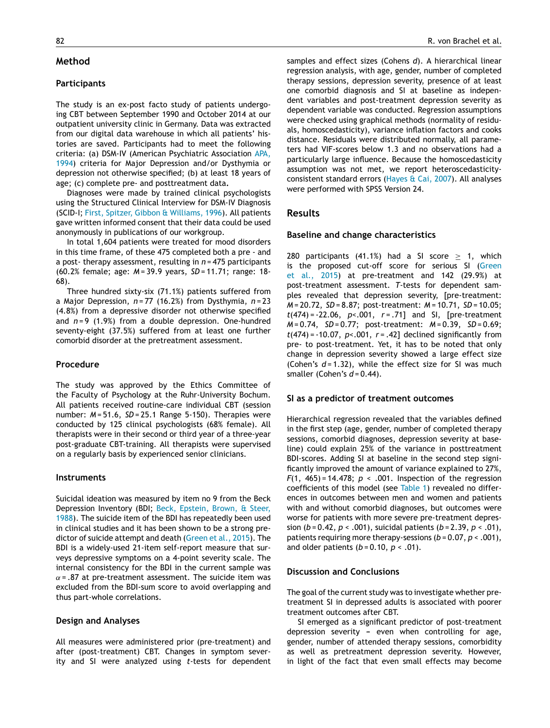## Method

### Participants

The study is an ex-post facto study of patients undergoing CBT between September 1990 and October 2014 at our outpatient university clinic in Germany. Data was extracted from our digital data warehouse in which all patients' histories are saved. Participants had to meet the following criteria: (a) DSM-IV (American Psychiatric Association APA, 1994) criteria for Major Depression and/or Dysthymia or depression not otherwise specified; (b) at least 18 years of age; (c) complete pre- and posttreatment data.

Diagnoses were made by trained clinical psychologists using the Structured Clinical Interview for DSM-IV Diagnosis (SCID-I; First, Spitzer, Gibbon & Williams, 1996). All patients gave written informed consent that their data could be used anonymously in publications of our workgroup.

In total 1,604 patients were treated for mood disorders in this time frame, of these 475 completed both a pre - and a post- therapy assessment, resulting in $n = 475$ participants (60.2% female; age: $M = 39.9$ years, $SD = 11.71$; range: 18-68).

Three hundred sixty-six (71.1%) patients suffered from a Major Depression, $n = 77$ (16.2%) from Dysthymia, $n = 23$ (4.8%) from a depressive disorder not otherwise specified and $n = 9$ (1.9%) from a double depression. One-hundred seventy-eight (37.5%) suffered from at least one further comorbid disorder at the pretreatment assessment.

### Procedure

The study was approved by the Ethics Committee of the Faculty of Psychology at the Ruhr-University Bochum. All patients received routine-care individual CBT (session number: $M = 51.6$, $SD = 25.1$ Range 5-150). Therapies were conducted by 125 clinical psychologists (68% female). All therapists were in their second or third year of a three-year post-graduate CBT-training. All therapists were supervised on a regularly basis by experienced senior clinicians.

### Instruments

Suicidal ideation was measured by item no 9 from the Beck Depression Inventory (BDI; Beck, Epstein, Brown, & Steer, 1988). The suicide item of the BDI has repeatedly been used in clinical studies and it has been shown to be a strong predictor of suicide attempt and death (Green et al., 2015). The BDI is a widely-used 21-item self-report measure that surveys depressive symptoms on a 4-point severity scale. The internal consistency for the BDI in the current sample was $\alpha = .87$ at pre-treatment assessment. The suicide item was excluded from the BDI-sum score to avoid overlapping and thus part-whole correlations.

### Design and Analyses

All measures were administered prior (pre-treatment) and after (post-treatment) CBT. Changes in symptom severity and SI were analyzed using *t*-tests for dependent samples and effect sizes (Cohens *d*). A hierarchical linear regression analysis, with age, gender, number of completed therapy sessions, depression severity, presence of at least one comorbid diagnosis and SI at baseline as independent variables and post-treatment depression severity as dependent variable was conducted. Regression assumptions were checked using graphical methods (normality of residuals, homoscedasticity), variance inflation factors and cooks distance. Residuals were distributed normally, all parameters had VIF-scores below 1.3 and no observations had a particularly large influence. Because the homoscedasticity assumption was not met, we report heteroscedasticity-consistent standard errors (Hayes & Cai, 2007). All analyses were performed with SPSS Version 24.

## Results

### Baseline and change characteristics

280 participants (41.1%) had a SI score $\geq$ 1, which is the proposed cut-off score for serious SI (Green et al., 2015) at pre-treatment and 142 (29.9%) at post-treatment assessment. *T*-tests for dependent samples revealed that depression severity, [pre-treatment: $M = 20.72$, $SD = 8.87$; post-treatment: $M = 10.71$, $SD = 10.05$; $t(474) = -22.06$, $p < .001$, $r = .71$] and SI, [pre-treatment $M = 0.74$, $SD = 0.77$; post-treatment: $M = 0.39$, $SD = 0.69$; $t(474) = -10.07$, $p < .001$, $r = .42$] declined significantly from pre- to post-treatment. Yet, it has to be noted that only change in depression severity showed a large effect size (Cohen's $d = 1.32$), while the effect size for SI was much smaller (Cohen's $d = 0.44$).

### SI as a predictor of treatment outcomes

Hierarchical regression revealed that the variables defined in the first step (age, gender, number of completed therapy sessions, comorbid diagnoses, depression severity at baseline) could explain 25% of the variance in posttreatment BDI-scores. Adding SI at baseline in the second step significantly improved the amount of variance explained to 27%, $F(1, 465) = 14.478$; $p < .001$. Inspection of the regression coefficients of this model (see Table 1) revealed no differences in outcomes between men and women and patients with and without comorbid diagnoses, but outcomes were worse for patients with more severe pre-treatment depression ($b = 0.42$, $p < .001$), suicidal patients ($b = 2.39$, $p < .01$), patients requiring more therapy-sessions ($b = 0.07$, $p < .001$), and older patients ($b = 0.10$, $p < .01$).

## Discussion and Conclusions

The goal of the current study was to investigate whether pre-treatment SI in depressed adults is associated with poorer treatment outcomes after CBT.

SI emerged as a significant predictor of post-treatment depression severity – even when controlling for age, gender, number of attended therapy sessions, comorbidity as well as pretreatment depression severity. However, in light of the fact that even small effects may become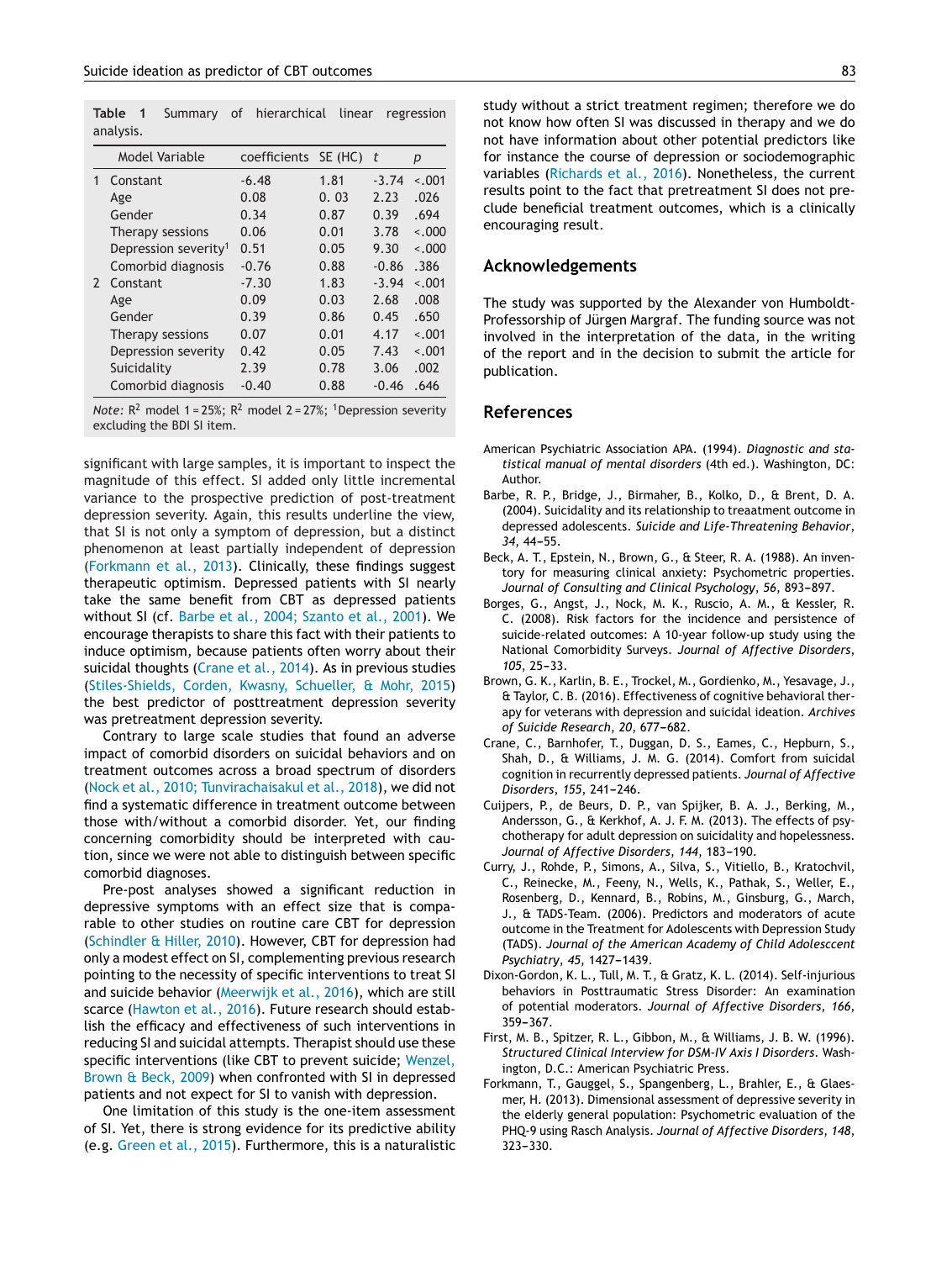**Table 1** Summary of hierarchical linear regression analysis.

| | Model Variable | coefficients | SE (HC) | t | p |
|---|---|---|---|---|---|
| 1 | Constant | -6.48 | 1.81 | -3.74 | <.001 |
| | Age | 0.08 | 0. 03 | 2.23 | .026 |
| | Gender | 0.34 | 0.87 | 0.39 | .694 |
| | Therapy sessions | 0.06 | 0.01 | 3.78 | <.000 |
| | Depression severity[1] | 0.51 | 0.05 | 9.30 | <.000 |
| | Comorbid diagnosis | -0.76 | 0.88 | -0.86 | .386 |
| 2 | Constant | -7.30 | 1.83 | -3.94 | <.001 |
| | Age | 0.09 | 0.03 | 2.68 | .008 |
| | Gender | 0.39 | 0.86 | 0.45 | .650 |
| | Therapy sessions | 0.07 | 0.01 | 4.17 | <.001 |
| | Depression severity | 0.42 | 0.05 | 7.43 | <.001 |
| | Suicidality | 2.39 | 0.78 | 3.06 | .002 |
| | Comorbid diagnosis | -0.40 | 0.88 | -0.46 | .646 |

*Note:* $R^2$ model 1 = 25%; $R^2$ model 2 = 27%; [1]Depression severity excluding the BDI SI item.

significant with large samples, it is important to inspect the magnitude of this effect. SI added only little incremental variance to the prospective prediction of post-treatment depression severity. Again, this results underline the view, that SI is not only a symptom of depression, but a distinct phenomenon at least partially independent of depression (Forkmann et al., 2013). Clinically, these findings suggest therapeutic optimism. Depressed patients with SI nearly take the same benefit from CBT as depressed patients without SI (cf. Barbe et al., 2004; Szanto et al., 2001). We encourage therapists to share this fact with their patients to induce optimism, because patients often worry about their suicidal thoughts (Crane et al., 2014). As in previous studies (Stiles-Shields, Corden, Kwasny, Schueller, & Mohr, 2015) the best predictor of posttreatment depression severity was pretreatment depression severity.

Contrary to large scale studies that found an adverse impact of comorbid disorders on suicidal behaviors and on treatment outcomes across a broad spectrum of disorders (Nock et al., 2010; Tunvirachaisakul et al., 2018), we did not find a systematic difference in treatment outcome between those with/without a comorbid disorder. Yet, our finding concerning comorbidity should be interpreted with caution, since we were not able to distinguish between specific comorbid diagnoses.

Pre-post analyses showed a significant reduction in depressive symptoms with an effect size that is comparable to other studies on routine care CBT for depression (Schindler & Hiller, 2010). However, CBT for depression had only a modest effect on SI, complementing previous research pointing to the necessity of specific interventions to treat SI and suicide behavior (Meerwijk et al., 2016), which are still scarce (Hawton et al., 2016). Future research should establish the efficacy and effectiveness of such interventions in reducing SI and suicidal attempts. Therapist should use these specific interventions (like CBT to prevent suicide; Wenzel, Brown & Beck, 2009) when confronted with SI in depressed patients and not expect for SI to vanish with depression.

One limitation of this study is the one-item assessment of SI. Yet, there is strong evidence for its predictive ability (e.g. Green et al., 2015). Furthermore, this is a naturalistic study without a strict treatment regimen; therefore we do not know how often SI was discussed in therapy and we do not have information about other potential predictors like for instance the course of depression or sociodemographic variables (Richards et al., 2016). Nonetheless, the current results point to the fact that pretreatment SI does not preclude beneficial treatment outcomes, which is a clinically encouraging result.

## Acknowledgements

The study was supported by the Alexander von Humboldt-Professorship of Jürgen Margraf. The funding source was not involved in the interpretation of the data, in the writing of the report and in the decision to submit the article for publication.

## References

American Psychiatric Association APA. (1994). *Diagnostic and statistical manual of mental disorders* (4th ed.). Washington, DC: Author.

Barbe, R. P., Bridge, J., Birmaher, B., Kolko, D., & Brent, D. A. (2004). Suicidality and its relationship to treaatment outcome in depressed adolescents. *Suicide and Life-Threatening Behavior*, *34*, 44–55.

Beck, A. T., Epstein, N., Brown, G., & Steer, R. A. (1988). An inventory for measuring clinical anxiety: Psychometric properties. *Journal of Consulting and Clinical Psychology*, *56*, 893–897.

Borges, G., Angst, J., Nock, M. K., Ruscio, A. M., & Kessler, R. C. (2008). Risk factors for the incidence and persistence of suicide-related outcomes: A 10-year follow-up study using the National Comorbidity Surveys. *Journal of Affective Disorders*, *105*, 25–33.

Brown, G. K., Karlin, B. E., Trockel, M., Gordienko, M., Yesavage, J., & Taylor, C. B. (2016). Effectiveness of cognitive behavioral therapy for veterans with depression and suicidal ideation. *Archives of Suicide Research*, *20*, 677–682.

Crane, C., Barnhofer, T., Duggan, D. S., Eames, C., Hepburn, S., Shah, D., & Williams, J. M. G. (2014). Comfort from suicidal cognition in recurrently depressed patients. *Journal of Affective Disorders*, *155*, 241–246.

Cuijpers, P., de Beurs, D. P., van Spijker, B. A. J., Berking, M., Andersson, G., & Kerkhof, A. J. F. M. (2013). The effects of psychotherapy for adult depression on suicidality and hopelessness. *Journal of Affective Disorders*, *144*, 183–190.

Curry, J., Rohde, P., Simons, A., Silva, S., Vitiello, B., Kratochvil, C., Reinecke, M., Feeny, N., Wells, K., Pathak, S., Weller, E., Rosenberg, D., Kennard, B., Robins, M., Ginsburg, G., March, J., & TADS-Team. (2006). Predictors and moderators of acute outcome in the Treatment for Adolescents with Depression Study (TADS). *Journal of the American Academy of Child Adolesccent Psychiatry*, *45*, 1427–1439.

Dixon-Gordon, K. L., Tull, M. T., & Gratz, K. L. (2014). Self-injurious behaviors in Posttraumatic Stress Disorder: An examination of potential moderators. *Journal of Affective Disorders*, *166*, 359–367.

First, M. B., Spitzer, R. L., Gibbon, M., & Williams, J. B. W. (1996). *Structured Clinical Interview for DSM-IV Axis I Disorders*. Washington, D.C.: American Psychiatric Press.

Forkmann, T., Gauggel, S., Spangenberg, L., Brahler, E., & Glaesmer, H. (2013). Dimensional assessment of depressive severity in the elderly general population: Psychometric evaluation of the PHQ-9 using Rasch Analysis. *Journal of Affective Disorders*, *148*, 323–330.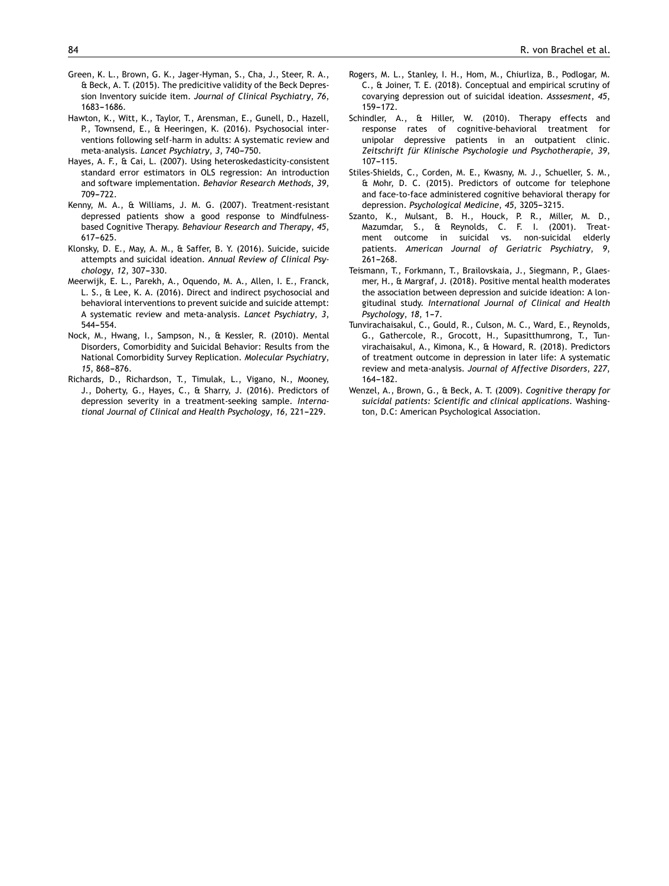Green, K. L., Brown, G. K., Jager-Hyman, S., Cha, J., Steer, R. A., & Beck, A. T. (2015). The predicitive validity of the Beck Depression Inventory suicide item. *Journal of Clinical Psychiatry*, *76*, 1683–1686.

Hawton, K., Witt, K., Taylor, T., Arensman, E., Gunell, D., Hazell, P., Townsend, E., & Heeringen, K. (2016). Psychosocial interventions following self-harm in adults: A systematic review and meta-analysis. *Lancet Psychiatry*, *3*, 740–750.

Hayes, A. F., & Cai, L. (2007). Using heteroskedasticity-consistent standard error estimators in OLS regression: An introduction and software implementation. *Behavior Research Methods*, *39*, 709–722.

Kenny, M. A., & Williams, J. M. G. (2007). Treatment-resistant depressed patients show a good response to Mindfulness-based Cognitive Therapy. *Behaviour Research and Therapy*, *45*, 617–625.

Klonsky, D. E., May, A. M., & Saffer, B. Y. (2016). Suicide, suicide attempts and suicidal ideation. *Annual Review of Clinical Psychology*, *12*, 307–330.

Meerwijk, E. L., Parekh, A., Oquendo, M. A., Allen, I. E., Franck, L. S., & Lee, K. A. (2016). Direct and indirect psychosocial and behavioral interventions to prevent suicide and suicide attempt: A systematic review and meta-analysis. *Lancet Psychiatry*, *3*, 544–554.

Nock, M., Hwang, I., Sampson, N., & Kessler, R. (2010). Mental Disorders, Comorbidity and Suicidal Behavior: Results from the National Comorbidity Survey Replication. *Molecular Psychiatry*, *15*, 868–876.

Richards, D., Richardson, T., Timulak, L., Vigano, N., Mooney, J., Doherty, G., Hayes, C., & Sharry, J. (2016). Predictors of depression severity in a treatment-seeking sample. *International Journal of Clinical and Health Psychology*, *16*, 221–229.

Rogers, M. L., Stanley, I. H., Hom, M., Chiurliza, B., Podlogar, M. C., & Joiner, T. E. (2018). Conceptual and empirical scrutiny of covarying depression out of suicidal ideation. *Asssesment*, *45*, 159–172.

Schindler, A., & Hiller, W. (2010). Therapy effects and response rates of cognitive-behavioral treatment for unipolar depressive patients in an outpatient clinic. *Zeitschrift für Klinische Psychologie und Psychotherapie*, *39*, 107–115.

Stiles-Shields, C., Corden, M. E., Kwasny, M. J., Schueller, S. M., & Mohr, D. C. (2015). Predictors of outcome for telephone and face-to-face administered cognitive behavioral therapy for depression. *Psychological Medicine*, *45*, 3205–3215.

Szanto, K., Mulsant, B. H., Houck, P. R., Miller, M. D., Mazumdar, S., & Reynolds, C. F. I. (2001). Treatment outcome in suicidal vs. non-suicidal elderly patients. *American Journal of Geriatric Psychiatry*, *9*, 261–268.

Teismann, T., Forkmann, T., Brailovskaia, J., Siegmann, P., Glaesmer, H., & Margraf, J. (2018). Positive mental health moderates the association between depression and suicide ideation: A longitudinal study. *International Journal of Clinical and Health Psychology*, *18*, 1–7.

Tunvirachaisakul, C., Gould, R., Culson, M. C., Ward, E., Reynolds, G., Gathercole, R., Grocott, H., Supasitthumrong, T., Tunvirachaisakul, A., Kimona, K., & Howard, R. (2018). Predictors of treatment outcome in depression in later life: A systematic review and meta-analysis. *Journal of Affective Disorders*, *227*, 164–182.

Wenzel, A., Brown, G., & Beck, A. T. (2009). *Cognitive therapy for suicidal patients: Scientific and clinical applications*. Washington, D.C: American Psychological Association.